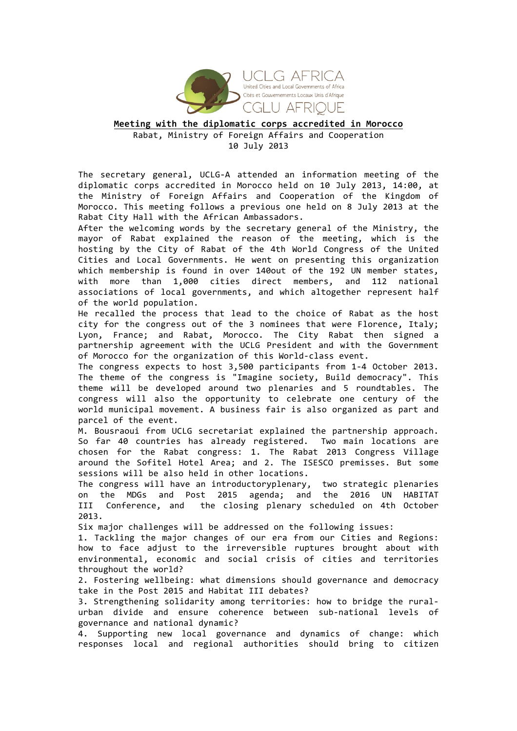**Meeting with the diplomatic corps accredited in Morocco**

Rabat, Ministry of Foreign Affairs and Cooperation
10 July 2013

The secretary general, UCLG-A attended an information meeting of the diplomatic corps accredited in Morocco held on 10 July 2013, 14:00, at the Ministry of Foreign Affairs and Cooperation of the Kingdom of Morocco. This meeting follows a previous one held on 8 July 2013 at the Rabat City Hall with the African Ambassadors.

After the welcoming words by the secretary general of the Ministry, the mayor of Rabat explained the reason of the meeting, which is the hosting by the City of Rabat of the 4th World Congress of the United Cities and Local Governments. He went on presenting this organization which membership is found in over 140out of the 192 UN member states, with more than 1,000 cities direct members, and 112 national associations of local governments, and which altogether represent half of the world population.

He recalled the process that lead to the choice of Rabat as the host city for the congress out of the 3 nominees that were Florence, Italy; Lyon, France; and Rabat, Morocco. The City Rabat then signed a partnership agreement with the UCLG President and with the Government of Morocco for the organization of this World-class event.

The congress expects to host 3,500 participants from 1-4 October 2013. The theme of the congress is "Imagine society, Build democracy". This theme will be developed around two plenaries and 5 roundtables. The congress will also the opportunity to celebrate one century of the world municipal movement. A business fair is also organized as part and parcel of the event.

M. Bousraoui from UCLG secretariat explained the partnership approach. So far 40 countries has already registered. Two main locations are chosen for the Rabat congress: 1. The Rabat 2013 Congress Village around the Sofitel Hotel Area; and 2. The ISESCO premisses. But some sessions will be also held in other locations.

The congress will have an introductoryplenary, two strategic plenaries on the MDGs and Post 2015 agenda; and the 2016 UN HABITAT III Conference, and the closing plenary scheduled on 4th October 2013.

Six major challenges will be addressed on the following issues:

1. Tackling the major changes of our era from our Cities and Regions: how to face adjust to the irreversible ruptures brought about with environmental, economic and social crisis of cities and territories throughout the world?
2. Fostering wellbeing: what dimensions should governance and democracy take in the Post 2015 and Habitat III debates?
3. Strengthening solidarity among territories: how to bridge the rural-urban divide and ensure coherence between sub-national levels of governance and national dynamic?
4. Supporting new local governance and dynamics of change: which responses local and regional authorities should bring to citizen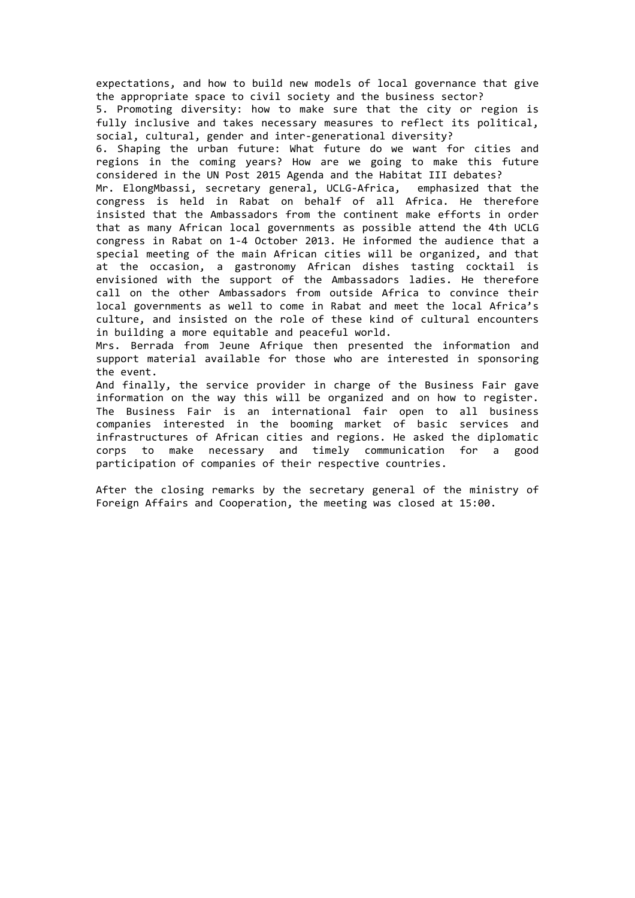expectations, and how to build new models of local governance that give the appropriate space to civil society and the business sector?

5. Promoting diversity: how to make sure that the city or region is fully inclusive and takes necessary measures to reflect its political, social, cultural, gender and inter-generational diversity?
6. Shaping the urban future: What future do we want for cities and regions in the coming years? How are we going to make this future considered in the UN Post 2015 Agenda and the Habitat III debates?

Mr. ElongMbassi, secretary general, UCLG-Africa, emphasized that the congress is held in Rabat on behalf of all Africa. He therefore insisted that the Ambassadors from the continent make efforts in order that as many African local governments as possible attend the 4th UCLG congress in Rabat on 1-4 October 2013. He informed the audience that a special meeting of the main African cities will be organized, and that at the occasion, a gastronomy African dishes tasting cocktail is envisioned with the support of the Ambassadors ladies. He therefore call on the other Ambassadors from outside Africa to convince their local governments as well to come in Rabat and meet the local Africa's culture, and insisted on the role of these kind of cultural encounters in building a more equitable and peaceful world.

Mrs. Berrada from Jeune Afrique then presented the information and support material available for those who are interested in sponsoring the event.

And finally, the service provider in charge of the Business Fair gave information on the way this will be organized and on how to register. The Business Fair is an international fair open to all business companies interested in the booming market of basic services and infrastructures of African cities and regions. He asked the diplomatic corps to make necessary and timely communication for a good participation of companies of their respective countries.

After the closing remarks by the secretary general of the ministry of Foreign Affairs and Cooperation, the meeting was closed at 15:00.